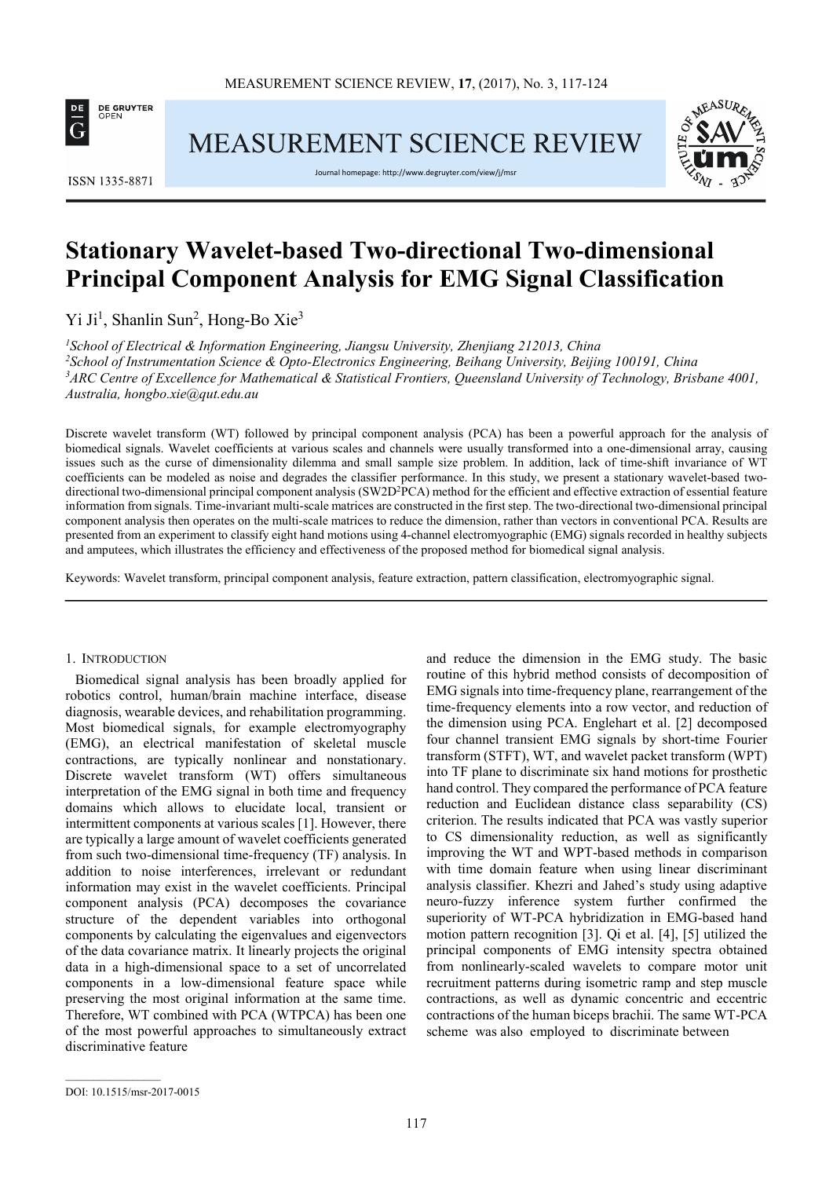// Unexpected transcription error: 'SW2D²PCA' contains a superscript 2, write it as SW2D$^2$PCA? It's part of an acronym; use LaTeX per rules.

# Stationary Wavelet-based Two-directional Two-dimensional Principal Component Analysis for EMG Signal Classification

Yi Ji[1], Shanlin Sun[2], Hong-Bo Xie[3]

[1]*School of Electrical & Information Engineering, Jiangsu University, Zhenjiang 212013, China*
[2]*School of Instrumentation Science & Opto-Electronics Engineering, Beihang University, Beijing 100191, China*
[3]*ARC Centre of Excellence for Mathematical & Statistical Frontiers, Queensland University of Technology, Brisbane 4001, Australia, hongbo.xie@qut.edu.au*

Discrete wavelet transform (WT) followed by principal component analysis (PCA) has been a powerful approach for the analysis of biomedical signals. Wavelet coefficients at various scales and channels were usually transformed into a one-dimensional array, causing issues such as the curse of dimensionality dilemma and small sample size problem. In addition, lack of time-shift invariance of WT coefficients can be modeled as noise and degrades the classifier performance. In this study, we present a stationary wavelet-based two-directional two-dimensional principal component analysis (SW2D$^2$PCA) method for the efficient and effective extraction of essential feature information from signals. Time-invariant multi-scale matrices are constructed in the first step. The two-directional two-dimensional principal component analysis then operates on the multi-scale matrices to reduce the dimension, rather than vectors in conventional PCA. Results are presented from an experiment to classify eight hand motions using 4-channel electromyographic (EMG) signals recorded in healthy subjects and amputees, which illustrates the efficiency and effectiveness of the proposed method for biomedical signal analysis.

Keywords: Wavelet transform, principal component analysis, feature extraction, pattern classification, electromyographic signal.

## 1. Introduction

Biomedical signal analysis has been broadly applied for robotics control, human/brain machine interface, disease diagnosis, wearable devices, and rehabilitation programming. Most biomedical signals, for example electromyography (EMG), an electrical manifestation of skeletal muscle contractions, are typically nonlinear and nonstationary. Discrete wavelet transform (WT) offers simultaneous interpretation of the EMG signal in both time and frequency domains which allows to elucidate local, transient or intermittent components at various scales [1]. However, there are typically a large amount of wavelet coefficients generated from such two-dimensional time-frequency (TF) analysis. In addition to noise interferences, irrelevant or redundant information may exist in the wavelet coefficients. Principal component analysis (PCA) decomposes the covariance structure of the dependent variables into orthogonal components by calculating the eigenvalues and eigenvectors of the data covariance matrix. It linearly projects the original data in a high-dimensional space to a set of uncorrelated components in a low-dimensional feature space while preserving the most original information at the same time. Therefore, WT combined with PCA (WTPCA) has been one of the most powerful approaches to simultaneously extract discriminative feature and reduce the dimension in the EMG study. The basic routine of this hybrid method consists of decomposition of EMG signals into time-frequency plane, rearrangement of the time-frequency elements into a row vector, and reduction of the dimension using PCA. Englehart et al. [2] decomposed four channel transient EMG signals by short-time Fourier transform (STFT), WT, and wavelet packet transform (WPT) into TF plane to discriminate six hand motions for prosthetic hand control. They compared the performance of PCA feature reduction and Euclidean distance class separability (CS) criterion. The results indicated that PCA was vastly superior to CS dimensionality reduction, as well as significantly improving the WT and WPT-based methods in comparison with time domain feature when using linear discriminant analysis classifier. Khezri and Jahed's study using adaptive neuro-fuzzy inference system further confirmed the superiority of WT-PCA hybridization in EMG-based hand motion pattern recognition [3]. Qi et al. [4], [5] utilized the principal components of EMG intensity spectra obtained from nonlinearly-scaled wavelets to compare motor unit recruitment patterns during isometric ramp and step muscle contractions, as well as dynamic concentric and eccentric contractions of the human biceps brachii. The same WT-PCA scheme was also employed to discriminate between

DOI: 10.1515/msr-2017-0015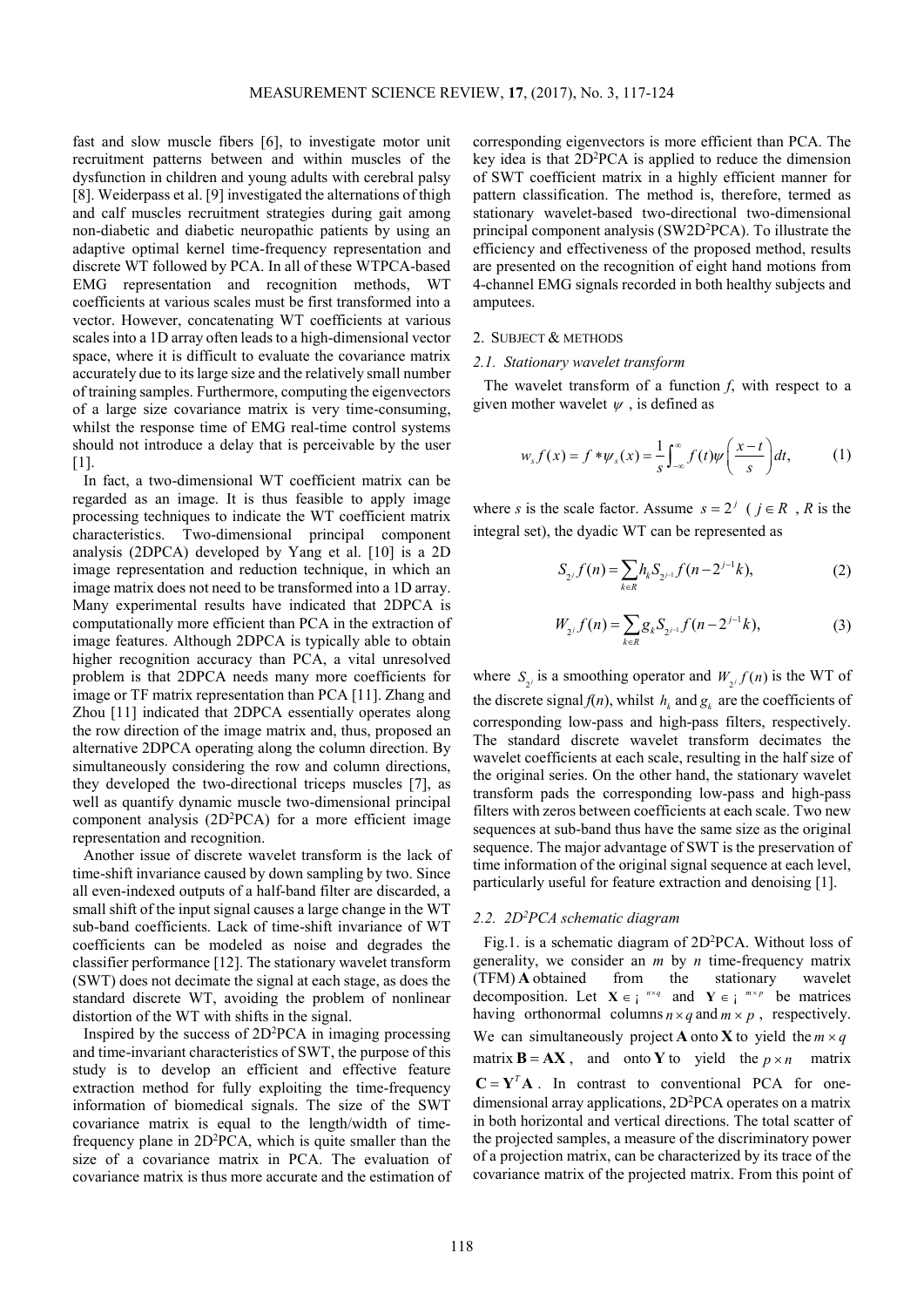fast and slow muscle fibers [6], to investigate motor unit recruitment patterns between and within muscles of the dysfunction in children and young adults with cerebral palsy [8]. Weiderpass et al. [9] investigated the alternations of thigh and calf muscles recruitment strategies during gait among non-diabetic and diabetic neuropathic patients by using an adaptive optimal kernel time-frequency representation and discrete WT followed by PCA. In all of these WTPCA-based EMG representation and recognition methods, WT coefficients at various scales must be first transformed into a vector. However, concatenating WT coefficients at various scales into a 1D array often leads to a high-dimensional vector space, where it is difficult to evaluate the covariance matrix accurately due to its large size and the relatively small number of training samples. Furthermore, computing the eigenvectors of a large size covariance matrix is very time-consuming, whilst the response time of EMG real-time control systems should not introduce a delay that is perceivable by the user [1].

In fact, a two-dimensional WT coefficient matrix can be regarded as an image. It is thus feasible to apply image processing techniques to indicate the WT coefficient matrix characteristics. Two-dimensional principal component analysis (2DPCA) developed by Yang et al. [10] is a 2D image representation and reduction technique, in which an image matrix does not need to be transformed into a 1D array. Many experimental results have indicated that 2DPCA is computationally more efficient than PCA in the extraction of image features. Although 2DPCA is typically able to obtain higher recognition accuracy than PCA, a vital unresolved problem is that 2DPCA needs many more coefficients for image or TF matrix representation than PCA [11]. Zhang and Zhou [11] indicated that 2DPCA essentially operates along the row direction of the image matrix and, thus, proposed an alternative 2DPCA operating along the column direction. By simultaneously considering the row and column directions, they developed the two-directional triceps muscles [7], as well as quantify dynamic muscle two-dimensional principal component analysis ($2D^2$PCA) for a more efficient image representation and recognition.

Another issue of discrete wavelet transform is the lack of time-shift invariance caused by down sampling by two. Since all even-indexed outputs of a half-band filter are discarded, a small shift of the input signal causes a large change in the WT sub-band coefficients. Lack of time-shift invariance of WT coefficients can be modeled as noise and degrades the classifier performance [12]. The stationary wavelet transform (SWT) does not decimate the signal at each stage, as does the standard discrete WT, avoiding the problem of nonlinear distortion of the WT with shifts in the signal.

Inspired by the success of $2D^2$PCA in imaging processing and time-invariant characteristics of SWT, the purpose of this study is to develop an efficient and effective feature extraction method for fully exploiting the time-frequency information of biomedical signals. The size of the SWT covariance matrix is equal to the length/width of time-frequency plane in $2D^2$PCA, which is quite smaller than the size of a covariance matrix in PCA. The evaluation of covariance matrix is thus more accurate and the estimation of corresponding eigenvectors is more efficient than PCA. The key idea is that $2D^2$PCA is applied to reduce the dimension of SWT coefficient matrix in a highly efficient manner for pattern classification. The method is, therefore, termed as stationary wavelet-based two-directional two-dimensional principal component analysis (SW$2D^2$PCA). To illustrate the efficiency and effectiveness of the proposed method, results are presented on the recognition of eight hand motions from 4-channel EMG signals recorded in both healthy subjects and amputees.

## 2. Subject & methods

### 2.1. Stationary wavelet transform

The wavelet transform of a function $f$, with respect to a given mother wavelet $\psi$, is defined as

$$w_s f(x) = f * \psi_s(x) = \frac{1}{s}\int_{-\infty}^{\infty} f(t)\psi\left(\frac{x-t}{s}\right)dt, \tag{1}$$

where $s$ is the scale factor. Assume $s = 2^j$ ($j \in R$, $R$ is the integral set), the dyadic WT can be represented as

$$S_{2^j} f(n) = \sum_{k \in R} h_k S_{2^{j-1}} f(n - 2^{j-1}k), \tag{2}$$

$$W_{2^j} f(n) = \sum_{k \in R} g_k S_{2^{j-1}} f(n - 2^{j-1}k), \tag{3}$$

where $S_{2^j}$ is a smoothing operator and $W_{2^j} f(n)$ is the WT of the discrete signal $f(n)$, whilst $h_k$ and $g_k$ are the coefficients of corresponding low-pass and high-pass filters, respectively. The standard discrete wavelet transform decimates the wavelet coefficients at each scale, resulting in the half size of the original series. On the other hand, the stationary wavelet transform pads the corresponding low-pass and high-pass filters with zeros between coefficients at each scale. Two new sequences at sub-band thus have the same size as the original sequence. The major advantage of SWT is the preservation of time information of the original signal sequence at each level, particularly useful for feature extraction and denoising [1].

### 2.2. $2D^2$PCA schematic diagram

Fig.1. is a schematic diagram of $2D^2$PCA. Without loss of generality, we consider an $m$ by $n$ time-frequency matrix (TFM) $\mathbf{A}$ obtained from the stationary wavelet decomposition. Let $\mathbf{X} \in \mathbb{R}^{n\times q}$ and $\mathbf{Y} \in \mathbb{R}^{m\times p}$ be matrices having orthonormal columns $n \times q$ and $m \times p$, respectively. We can simultaneously project $\mathbf{A}$ onto $\mathbf{X}$ to yield the $m \times q$ matrix $\mathbf{B} = \mathbf{AX}$, and onto $\mathbf{Y}$ to yield the $p \times n$ matrix $\mathbf{C} = \mathbf{Y}^T\mathbf{A}$. In contrast to conventional PCA for one-dimensional array applications, $2D^2$PCA operates on a matrix in both horizontal and vertical directions. The total scatter of the projected samples, a measure of the discriminatory power of a projection matrix, can be characterized by its trace of the covariance matrix of the projected matrix. From this point of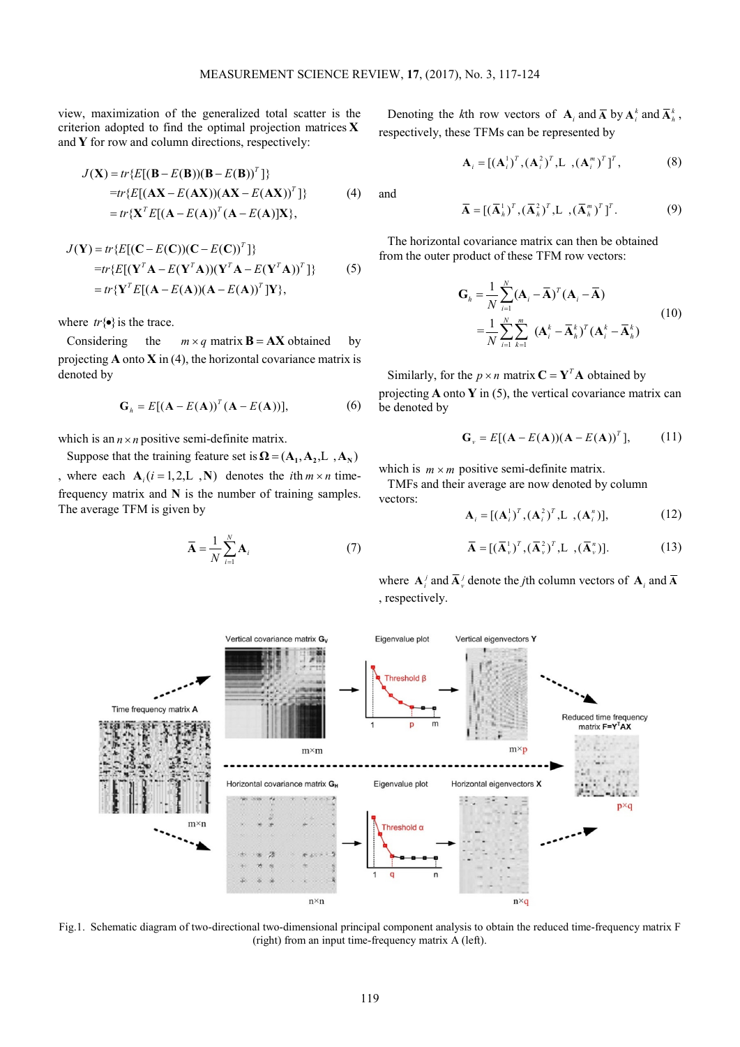view, maximization of the generalized total scatter is the criterion adopted to find the optimal projection matrices $\mathbf{X}$ and $\mathbf{Y}$ for row and column directions, respectively:

$$\begin{aligned} J(\mathbf{X}) &= tr\{E[(\mathbf{B}-E(\mathbf{B}))(\mathbf{B}-E(\mathbf{B}))^T]\} \\ &= tr\{E[(\mathbf{AX}-E(\mathbf{AX}))(\mathbf{AX}-E(\mathbf{AX}))^T]\} \\ &= tr\{\mathbf{X}^T E[(\mathbf{A}-E(\mathbf{A}))^T(\mathbf{A}-E(\mathbf{A})]\mathbf{X}\}, \end{aligned} \tag{4}$$

$$\begin{aligned} J(\mathbf{Y}) &= tr\{E[(\mathbf{C}-E(\mathbf{C}))(\mathbf{C}-E(\mathbf{C}))^T]\} \\ &= tr\{E[(\mathbf{Y}^T\mathbf{A}-E(\mathbf{Y}^T\mathbf{A}))(\mathbf{Y}^T\mathbf{A}-E(\mathbf{Y}^T\mathbf{A}))^T]\} \\ &= tr\{\mathbf{Y}^T E[(\mathbf{A}-E(\mathbf{A}))(\mathbf{A}-E(\mathbf{A}))^T]\mathbf{Y}\}, \end{aligned} \tag{5}$$

where $tr\{\bullet\}$ is the trace.

Considering the $m \times q$ matrix $\mathbf{B} = \mathbf{AX}$ obtained by projecting $\mathbf{A}$ onto $\mathbf{X}$ in (4), the horizontal covariance matrix is denoted by

$$\mathbf{G}_h = E[(\mathbf{A}-E(\mathbf{A}))^T(\mathbf{A}-E(\mathbf{A}))], \tag{6}$$

which is an $n \times n$ positive semi-definite matrix.

Suppose that the training feature set is $\mathbf{\Omega} = (\mathbf{A_1}, \mathbf{A_2}, \ldots, \mathbf{A_N})$, where each $\mathbf{A}_i (i = 1, 2, \ldots, \mathbf{N})$ denotes the $i$th $m \times n$ time-frequency matrix and $\mathbf{N}$ is the number of training samples. The average TFM is given by

$$\bar{\mathbf{A}} = \frac{1}{N}\sum_{i=1}^{N}\mathbf{A}_i \tag{7}$$

Denoting the $k$th row vectors of $\mathbf{A}_i$ and $\bar{\mathbf{A}}$ by $\mathbf{A}_i^k$ and $\bar{\mathbf{A}}_h^k$, respectively, these TFMs can be represented by

$$\mathbf{A}_i = [(\mathbf{A}_i^1)^T, (\mathbf{A}_i^2)^T, \ldots, (\mathbf{A}_i^m)^T]^T, \tag{8}$$

and

$$\bar{\mathbf{A}} = [(\bar{\mathbf{A}}_h^1)^T, (\bar{\mathbf{A}}_h^2)^T, \ldots, (\bar{\mathbf{A}}_h^m)^T]^T. \tag{9}$$

The horizontal covariance matrix can then be obtained from the outer product of these TFM row vectors:

$$\begin{aligned} \mathbf{G}_h &= \frac{1}{N}\sum_{i=1}^{N}(\mathbf{A}_i-\bar{\mathbf{A}})^T(\mathbf{A}_i-\bar{\mathbf{A}}) \\ &= \frac{1}{N}\sum_{i=1}^{N}\sum_{k=1}^{m}(\mathbf{A}_i^k-\bar{\mathbf{A}}_h^k)^T(\mathbf{A}_i^k-\bar{\mathbf{A}}_h^k) \end{aligned} \tag{10}$$

Similarly, for the $p \times n$ matrix $\mathbf{C} = \mathbf{Y}^T\mathbf{A}$ obtained by projecting $\mathbf{A}$ onto $\mathbf{Y}$ in (5), the vertical covariance matrix can be denoted by

$$\mathbf{G}_v = E[(\mathbf{A}-E(\mathbf{A}))(\mathbf{A}-E(\mathbf{A}))^T], \tag{11}$$

which is $m \times m$ positive semi-definite matrix.

TMFs and their average are now denoted by column vectors:

$$\mathbf{A}_i = [(\mathbf{A}_i^1)^T, (\mathbf{A}_i^2)^T, \ldots, (\mathbf{A}_i^n)], \tag{12}$$

$$\bar{\mathbf{A}} = [(\bar{\mathbf{A}}_v^1)^T, (\bar{\mathbf{A}}_v^2)^T, \ldots, (\bar{\mathbf{A}}_v^n)]. \tag{13}$$

where $\mathbf{A}_i^j$ and $\bar{\mathbf{A}}_v^j$ denote the $j$th column vectors of $\mathbf{A}_i$ and $\bar{\mathbf{A}}$, respectively.

Fig.1. Schematic diagram of two-directional two-dimensional principal component analysis to obtain the reduced time-frequency matrix F (right) from an input time-frequency matrix A (left).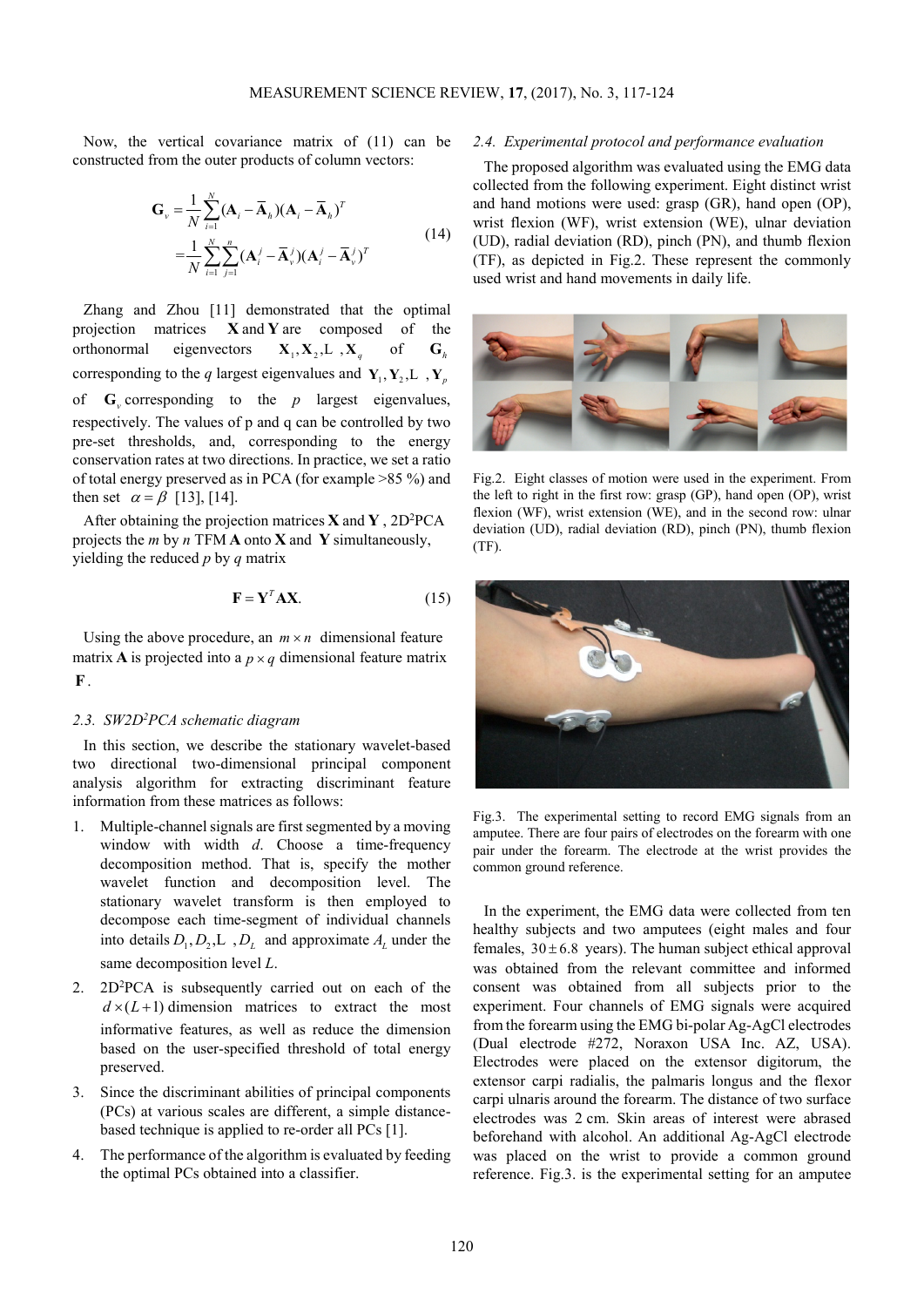Now, the vertical covariance matrix of (11) can be constructed from the outer products of column vectors:

$$\mathbf{G}_v = \frac{1}{N}\sum_{i=1}^{N}(\mathbf{A}_i - \overline{\mathbf{A}}_h)(\mathbf{A}_i - \overline{\mathbf{A}}_h)^T$$
$$= \frac{1}{N}\sum_{i=1}^{N}\sum_{j=1}^{n}(\mathbf{A}_i^j - \overline{\mathbf{A}}_v^j)(\mathbf{A}_i^j - \overline{\mathbf{A}}_v^j)^T \tag{14}$$

Zhang and Zhou [11] demonstrated that the optimal projection matrices $\mathbf{X}$ and $\mathbf{Y}$ are composed of the orthonormal eigenvectors $\mathbf{X}_1, \mathbf{X}_2, \ldots, \mathbf{X}_q$ of $\mathbf{G}_h$ corresponding to the $q$ largest eigenvalues and $\mathbf{Y}_1, \mathbf{Y}_2, \ldots, \mathbf{Y}_p$ of $\mathbf{G}_v$ corresponding to the $p$ largest eigenvalues, respectively. The values of p and q can be controlled by two pre-set thresholds, and, corresponding to the energy conservation rates at two directions. In practice, we set a ratio of total energy preserved as in PCA (for example >85 %) and then set $\alpha = \beta$ [13], [14].

After obtaining the projection matrices $\mathbf{X}$ and $\mathbf{Y}$, 2D$^2$PCA projects the $m$ by $n$ TFM $\mathbf{A}$ onto $\mathbf{X}$ and $\mathbf{Y}$ simultaneously, yielding the reduced $p$ by $q$ matrix

$$\mathbf{F} = \mathbf{Y}^T\mathbf{A}\mathbf{X}. \tag{15}$$

Using the above procedure, an $m \times n$ dimensional feature matrix $\mathbf{A}$ is projected into a $p \times q$ dimensional feature matrix $\mathbf{F}$.

### *2.3. SW2D$^2$PCA schematic diagram*

In this section, we describe the stationary wavelet-based two directional two-dimensional principal component analysis algorithm for extracting discriminant feature information from these matrices as follows:

1. Multiple-channel signals are first segmented by a moving window with width $d$. Choose a time-frequency decomposition method. That is, specify the mother wavelet function and decomposition level. The stationary wavelet transform is then employed to decompose each time-segment of individual channels into details $D_1, D_2, \ldots, D_L$ and approximate $A_L$ under the same decomposition level $L$.
2. 2D$^2$PCA is subsequently carried out on each of the $d \times (L+1)$ dimension matrices to extract the most informative features, as well as reduce the dimension based on the user-specified threshold of total energy preserved.
3. Since the discriminant abilities of principal components (PCs) at various scales are different, a simple distance-based technique is applied to re-order all PCs [1].
4. The performance of the algorithm is evaluated by feeding the optimal PCs obtained into a classifier.

### *2.4. Experimental protocol and performance evaluation*

The proposed algorithm was evaluated using the EMG data collected from the following experiment. Eight distinct wrist and hand motions were used: grasp (GR), hand open (OP), wrist flexion (WF), wrist extension (WE), ulnar deviation (UD), radial deviation (RD), pinch (PN), and thumb flexion (TF), as depicted in Fig.2. These represent the commonly used wrist and hand movements in daily life.

Fig.2. Eight classes of motion were used in the experiment. From the left to right in the first row: grasp (GP), hand open (OP), wrist flexion (WF), wrist extension (WE), and in the second row: ulnar deviation (UD), radial deviation (RD), pinch (PN), thumb flexion (TF).

Fig.3. The experimental setting to record EMG signals from an amputee. There are four pairs of electrodes on the forearm with one pair under the forearm. The electrode at the wrist provides the common ground reference.

In the experiment, the EMG data were collected from ten healthy subjects and two amputees (eight males and four females, $30 \pm 6.8$ years). The human subject ethical approval was obtained from the relevant committee and informed consent was obtained from all subjects prior to the experiment. Four channels of EMG signals were acquired from the forearm using the EMG bi-polar Ag-AgCl electrodes (Dual electrode #272, Noraxon USA Inc. AZ, USA). Electrodes were placed on the extensor digitorum, the extensor carpi radialis, the palmaris longus and the flexor carpi ulnaris around the forearm. The distance of two surface electrodes was 2 cm. Skin areas of interest were abrased beforehand with alcohol. An additional Ag-AgCl electrode was placed on the wrist to provide a common ground reference. Fig.3. is the experimental setting for an amputee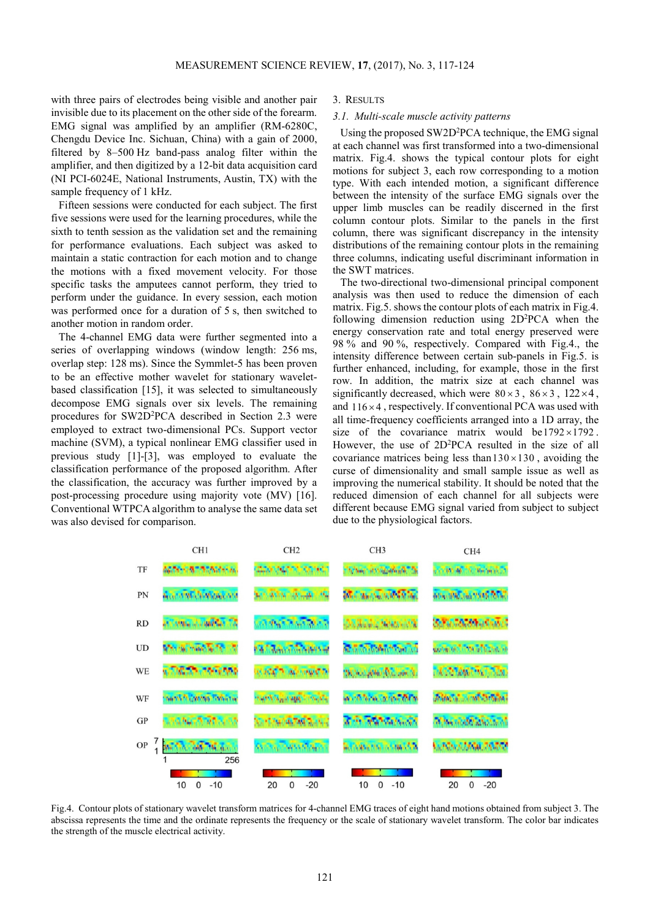with three pairs of electrodes being visible and another pair invisible due to its placement on the other side of the forearm. EMG signal was amplified by an amplifier (RM-6280C, Chengdu Device Inc. Sichuan, China) with a gain of 2000, filtered by 8–500 Hz band-pass analog filter within the amplifier, and then digitized by a 12-bit data acquisition card (NI PCI-6024E, National Instruments, Austin, TX) with the sample frequency of 1 kHz.

Fifteen sessions were conducted for each subject. The first five sessions were used for the learning procedures, while the sixth to tenth session as the validation set and the remaining for performance evaluations. Each subject was asked to maintain a static contraction for each motion and to change the motions with a fixed movement velocity. For those specific tasks the amputees cannot perform, they tried to perform under the guidance. In every session, each motion was performed once for a duration of 5 s, then switched to another motion in random order.

The 4-channel EMG data were further segmented into a series of overlapping windows (window length: 256 ms, overlap step: 128 ms). Since the Symmlet-5 has been proven to be an effective mother wavelet for stationary wavelet-based classification [15], it was selected to simultaneously decompose EMG signals over six levels. The remaining procedures for SW2D$^2$PCA described in Section 2.3 were employed to extract two-dimensional PCs. Support vector machine (SVM), a typical nonlinear EMG classifier used in previous study [1]-[3], was employed to evaluate the classification performance of the proposed algorithm. After the classification, the accuracy was further improved by a post-processing procedure using majority vote (MV) [16]. Conventional WTPCA algorithm to analyse the same data set was also devised for comparison.

## 3. Results

### 3.1. Multi-scale muscle activity patterns

Using the proposed SW2D$^2$PCA technique, the EMG signal at each channel was first transformed into a two-dimensional matrix. Fig.4. shows the typical contour plots for eight motions for subject 3, each row corresponding to a motion type. With each intended motion, a significant difference between the intensity of the surface EMG signals over the upper limb muscles can be readily discerned in the first column contour plots. Similar to the panels in the first column, there was significant discrepancy in the intensity distributions of the remaining contour plots in the remaining three columns, indicating useful discriminant information in the SWT matrices.

The two-directional two-dimensional principal component analysis was then used to reduce the dimension of each matrix. Fig.5. shows the contour plots of each matrix in Fig.4. following dimension reduction using 2D$^2$PCA when the energy conservation rate and total energy preserved were 98 % and 90 %, respectively. Compared with Fig.4., the intensity difference between certain sub-panels in Fig.5. is further enhanced, including, for example, those in the first row. In addition, the matrix size at each channel was significantly decreased, which were $80\times3$, $86\times3$, $122\times4$, and $116\times4$, respectively. If conventional PCA was used with all time-frequency coefficients arranged into a 1D array, the size of the covariance matrix would be $1792\times1792$. However, the use of 2D$^2$PCA resulted in the size of all covariance matrices being less than $130\times130$, avoiding the curse of dimensionality and small sample issue as well as improving the numerical stability. It should be noted that the reduced dimension of each channel for all subjects were different because EMG signal varied from subject to subject due to the physiological factors.

Fig.4. Contour plots of stationary wavelet transform matrices for 4-channel EMG traces of eight hand motions obtained from subject 3. The abscissa represents the time and the ordinate represents the frequency or the scale of stationary wavelet transform. The color bar indicates the strength of the muscle electrical activity.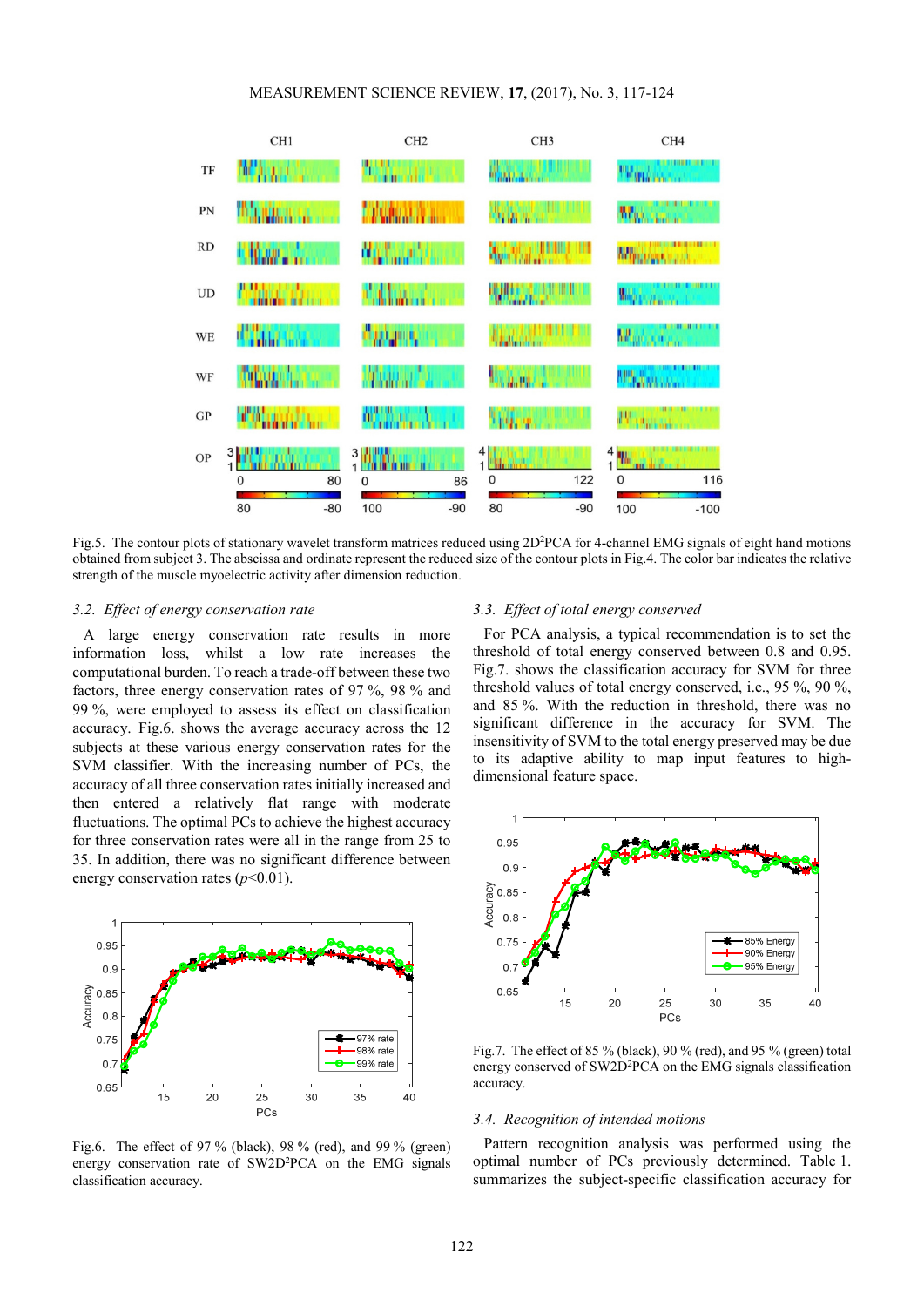Fig.5. The contour plots of stationary wavelet transform matrices reduced using $2D^2$PCA for 4-channel EMG signals of eight hand motions obtained from subject 3. The abscissa and ordinate represent the reduced size of the contour plots in Fig.4. The color bar indicates the relative strength of the muscle myoelectric activity after dimension reduction.

### 3.2. *Effect of energy conservation rate*

A large energy conservation rate results in more information loss, whilst a low rate increases the computational burden. To reach a trade-off between these two factors, three energy conservation rates of 97 %, 98 % and 99 %, were employed to assess its effect on classification accuracy. Fig.6. shows the average accuracy across the 12 subjects at these various energy conservation rates for the SVM classifier. With the increasing number of PCs, the accuracy of all three conservation rates initially increased and then entered a relatively flat range with moderate fluctuations. The optimal PCs to achieve the highest accuracy for three conservation rates were all in the range from 25 to 35. In addition, there was no significant difference between energy conservation rates ($p<0.01$).

Fig.6. The effect of 97 % (black), 98 % (red), and 99 % (green) energy conservation rate of SW$2D^2$PCA on the EMG signals classification accuracy.

### 3.3. *Effect of total energy conserved*

For PCA analysis, a typical recommendation is to set the threshold of total energy conserved between 0.8 and 0.95. Fig.7. shows the classification accuracy for SVM for three threshold values of total energy conserved, i.e., 95 %, 90 %, and 85 %. With the reduction in threshold, there was no significant difference in the accuracy for SVM. The insensitivity of SVM to the total energy preserved may be due to its adaptive ability to map input features to high-dimensional feature space.

Fig.7. The effect of 85 % (black), 90 % (red), and 95 % (green) total energy conserved of SW$2D^2$PCA on the EMG signals classification accuracy.

### 3.4. *Recognition of intended motions*

Pattern recognition analysis was performed using the optimal number of PCs previously determined. Table 1. summarizes the subject-specific classification accuracy for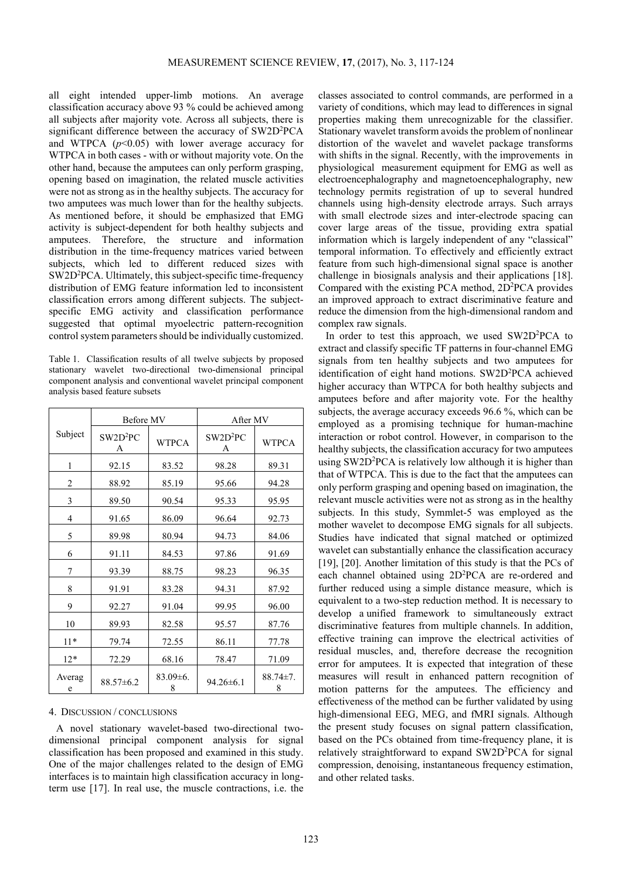all eight intended upper-limb motions. An average classification accuracy above 93 % could be achieved among all subjects after majority vote. Across all subjects, there is significant difference between the accuracy of SW2D$^2$PCA and WTPCA ($p$<0.05) with lower average accuracy for WTPCA in both cases - with or without majority vote. On the other hand, because the amputees can only perform grasping, opening based on imagination, the related muscle activities were not as strong as in the healthy subjects. The accuracy for two amputees was much lower than for the healthy subjects. As mentioned before, it should be emphasized that EMG activity is subject-dependent for both healthy subjects and amputees. Therefore, the structure and information distribution in the time-frequency matrices varied between subjects, which led to different reduced sizes with SW2D$^2$PCA. Ultimately, this subject-specific time-frequency distribution of EMG feature information led to inconsistent classification errors among different subjects. The subject-specific EMG activity and classification performance suggested that optimal myoelectric pattern-recognition control system parameters should be individually customized.

Table 1. Classification results of all twelve subjects by proposed stationary wavelet two-directional two-dimensional principal component analysis and conventional wavelet principal component analysis based feature subsets

| Subject | Before MV | | After MV | |
|---|---|---|---|---|
| | SW2D$^2$PCA | WTPCA | SW2D$^2$PCA | WTPCA |
| 1 | 92.15 | 83.52 | 98.28 | 89.31 |
| 2 | 88.92 | 85.19 | 95.66 | 94.28 |
| 3 | 89.50 | 90.54 | 95.33 | 95.95 |
| 4 | 91.65 | 86.09 | 96.64 | 92.73 |
| 5 | 89.98 | 80.94 | 94.73 | 84.06 |
| 6 | 91.11 | 84.53 | 97.86 | 91.69 |
| 7 | 93.39 | 88.75 | 98.23 | 96.35 |
| 8 | 91.91 | 83.28 | 94.31 | 87.92 |
| 9 | 92.27 | 91.04 | 99.95 | 96.00 |
| 10 | 89.93 | 82.58 | 95.57 | 87.76 |
| 11* | 79.74 | 72.55 | 86.11 | 77.78 |
| 12* | 72.29 | 68.16 | 78.47 | 71.09 |
| Average | 88.57±6.2 | 83.09±6.8 | 94.26±6.1 | 88.74±7.8 |

## 4. Discussion / conclusions

A novel stationary wavelet-based two-directional two-dimensional principal component analysis for signal classification has been proposed and examined in this study. One of the major challenges related to the design of EMG interfaces is to maintain high classification accuracy in long-term use [17]. In real use, the muscle contractions, i.e. the classes associated to control commands, are performed in a variety of conditions, which may lead to differences in signal properties making them unrecognizable for the classifier. Stationary wavelet transform avoids the problem of nonlinear distortion of the wavelet and wavelet package transforms with shifts in the signal. Recently, with the improvements in physiological measurement equipment for EMG as well as electroencephalography and magnetoencephalography, new technology permits registration of up to several hundred channels using high-density electrode arrays. Such arrays with small electrode sizes and inter-electrode spacing can cover large areas of the tissue, providing extra spatial information which is largely independent of any "classical" temporal information. To effectively and efficiently extract feature from such high-dimensional signal space is another challenge in biosignals analysis and their applications [18]. Compared with the existing PCA method, 2D$^2$PCA provides an improved approach to extract discriminative feature and reduce the dimension from the high-dimensional random and complex raw signals.

In order to test this approach, we used SW2D$^2$PCA to extract and classify specific TF patterns in four-channel EMG signals from ten healthy subjects and two amputees for identification of eight hand motions. SW2D$^2$PCA achieved higher accuracy than WTPCA for both healthy subjects and amputees before and after majority vote. For the healthy subjects, the average accuracy exceeds 96.6 %, which can be employed as a promising technique for human-machine interaction or robot control. However, in comparison to the healthy subjects, the classification accuracy for two amputees using SW2D$^2$PCA is relatively low although it is higher than that of WTPCA. This is due to the fact that the amputees can only perform grasping and opening based on imagination, the relevant muscle activities were not as strong as in the healthy subjects. In this study, Symmlet-5 was employed as the mother wavelet to decompose EMG signals for all subjects. Studies have indicated that signal matched or optimized wavelet can substantially enhance the classification accuracy [19], [20]. Another limitation of this study is that the PCs of each channel obtained using 2D$^2$PCA are re-ordered and further reduced using a simple distance measure, which is equivalent to a two-step reduction method. It is necessary to develop a unified framework to simultaneously extract discriminative features from multiple channels. In addition, effective training can improve the electrical activities of residual muscles, and, therefore decrease the recognition error for amputees. It is expected that integration of these measures will result in enhanced pattern recognition of motion patterns for the amputees. The efficiency and effectiveness of the method can be further validated by using high-dimensional EEG, MEG, and fMRI signals. Although the present study focuses on signal pattern classification, based on the PCs obtained from time-frequency plane, it is relatively straightforward to expand SW2D$^2$PCA for signal compression, denoising, instantaneous frequency estimation, and other related tasks.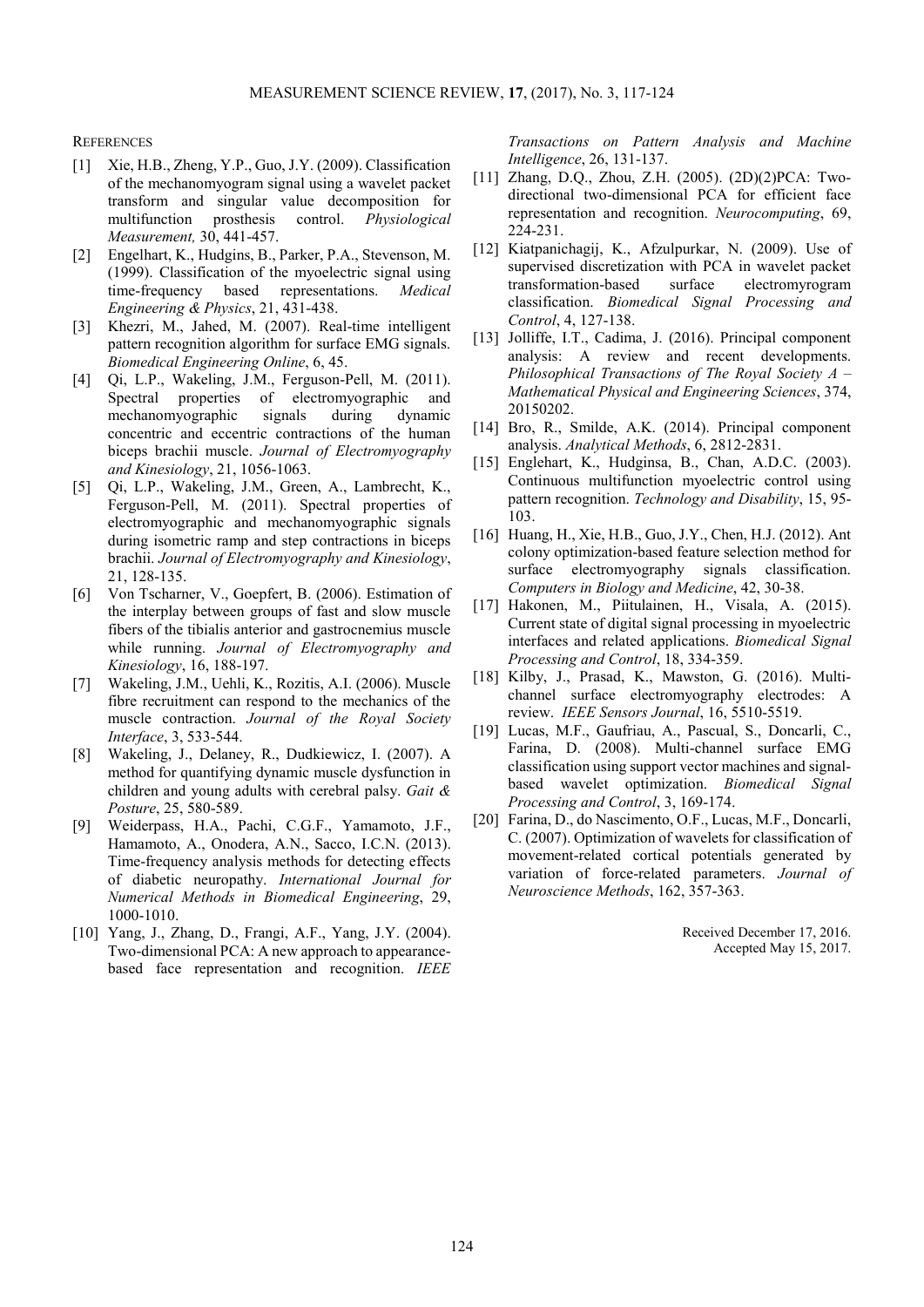## References

[1] Xie, H.B., Zheng, Y.P., Guo, J.Y. (2009). Classification of the mechanomyogram signal using a wavelet packet transform and singular value decomposition for multifunction prosthesis control. *Physiological Measurement,* 30, 441-457.

[2] Engelhart, K., Hudgins, B., Parker, P.A., Stevenson, M. (1999). Classification of the myoelectric signal using time-frequency based representations. *Medical Engineering & Physics*, 21, 431-438.

[3] Khezri, M., Jahed, M. (2007). Real-time intelligent pattern recognition algorithm for surface EMG signals. *Biomedical Engineering Online*, 6, 45.

[4] Qi, L.P., Wakeling, J.M., Ferguson-Pell, M. (2011). Spectral properties of electromyographic and mechanomyographic signals during dynamic concentric and eccentric contractions of the human biceps brachii muscle. *Journal of Electromyography and Kinesiology*, 21, 1056-1063.

[5] Qi, L.P., Wakeling, J.M., Green, A., Lambrecht, K., Ferguson-Pell, M. (2011). Spectral properties of electromyographic and mechanomyographic signals during isometric ramp and step contractions in biceps brachii. *Journal of Electromyography and Kinesiology*, 21, 128-135.

[6] Von Tscharner, V., Goepfert, B. (2006). Estimation of the interplay between groups of fast and slow muscle fibers of the tibialis anterior and gastrocnemius muscle while running. *Journal of Electromyography and Kinesiology*, 16, 188-197.

[7] Wakeling, J.M., Uehli, K., Rozitis, A.I. (2006). Muscle fibre recruitment can respond to the mechanics of the muscle contraction. *Journal of the Royal Society Interface*, 3, 533-544.

[8] Wakeling, J., Delaney, R., Dudkiewicz, I. (2007). A method for quantifying dynamic muscle dysfunction in children and young adults with cerebral palsy. *Gait & Posture*, 25, 580-589.

[9] Weiderpass, H.A., Pachi, C.G.F., Yamamoto, J.F., Hamamoto, A., Onodera, A.N., Sacco, I.C.N. (2013). Time-frequency analysis methods for detecting effects of diabetic neuropathy. *International Journal for Numerical Methods in Biomedical Engineering*, 29, 1000-1010.

[10] Yang, J., Zhang, D., Frangi, A.F., Yang, J.Y. (2004). Two-dimensional PCA: A new approach to appearance-based face representation and recognition. *IEEE Transactions on Pattern Analysis and Machine Intelligence*, 26, 131-137.

[11] Zhang, D.Q., Zhou, Z.H. (2005). (2D)(2)PCA: Two-directional two-dimensional PCA for efficient face representation and recognition. *Neurocomputing*, 69, 224-231.

[12] Kiatpanichagij, K., Afzulpurkar, N. (2009). Use of supervised discretization with PCA in wavelet packet transformation-based surface electromyrogram classification. *Biomedical Signal Processing and Control*, 4, 127-138.

[13] Jolliffe, I.T., Cadima, J. (2016). Principal component analysis: A review and recent developments. *Philosophical Transactions of The Royal Society A – Mathematical Physical and Engineering Sciences*, 374, 20150202.

[14] Bro, R., Smilde, A.K. (2014). Principal component analysis. *Analytical Methods*, 6, 2812-2831.

[15] Englehart, K., Hudginsa, B., Chan, A.D.C. (2003). Continuous multifunction myoelectric control using pattern recognition. *Technology and Disability*, 15, 95-103.

[16] Huang, H., Xie, H.B., Guo, J.Y., Chen, H.J. (2012). Ant colony optimization-based feature selection method for surface electromyography signals classification. *Computers in Biology and Medicine*, 42, 30-38.

[17] Hakonen, M., Piitulainen, H., Visala, A. (2015). Current state of digital signal processing in myoelectric interfaces and related applications. *Biomedical Signal Processing and Control*, 18, 334-359.

[18] Kilby, J., Prasad, K., Mawston, G. (2016). Multi-channel surface electromyography electrodes: A review. *IEEE Sensors Journal*, 16, 5510-5519.

[19] Lucas, M.F., Gaufriau, A., Pascual, S., Doncarli, C., Farina, D. (2008). Multi-channel surface EMG classification using support vector machines and signal-based wavelet optimization. *Biomedical Signal Processing and Control*, 3, 169-174.

[20] Farina, D., do Nascimento, O.F., Lucas, M.F., Doncarli, C. (2007). Optimization of wavelets for classification of movement-related cortical potentials generated by variation of force-related parameters. *Journal of Neuroscience Methods*, 162, 357-363.

Received December 17, 2016.
Accepted May 15, 2017.